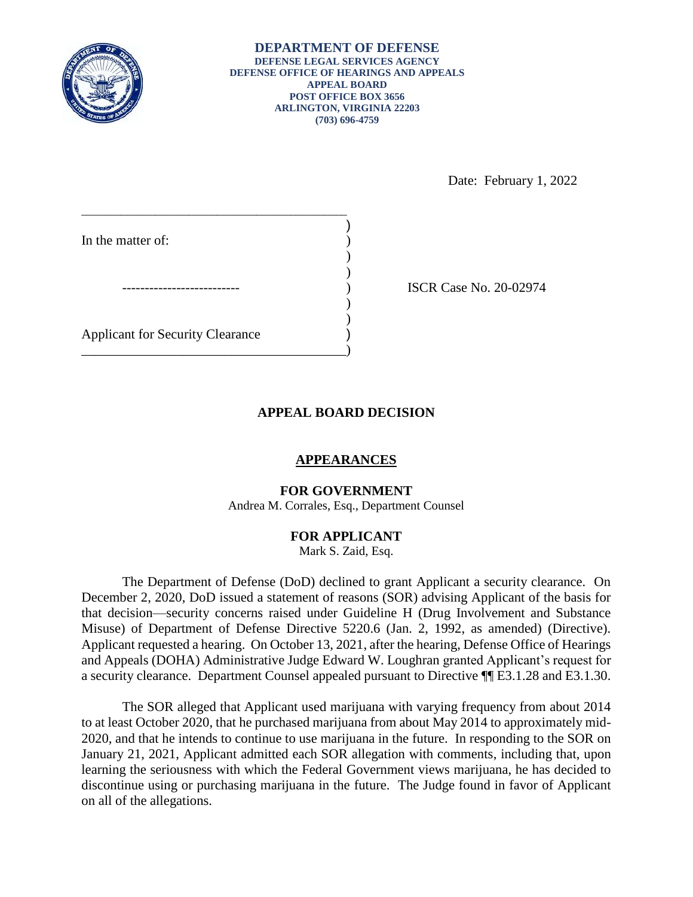**DEPARTMENT OF DEFENSE**
**DEFENSE LEGAL SERVICES AGENCY**
**DEFENSE OFFICE OF HEARINGS AND APPEALS**
**APPEAL BOARD**
**POST OFFICE BOX 3656**
**ARLINGTON, VIRGINIA 22203**
**(703) 696-4759**

Date: February 1, 2022

In the matter of:

-------------------------

Applicant for Security Clearance

ISCR Case No. 20-02974

## APPEAL BOARD DECISION

### APPEARANCES

**FOR GOVERNMENT**
Andrea M. Corrales, Esq., Department Counsel

**FOR APPLICANT**
Mark S. Zaid, Esq.

The Department of Defense (DoD) declined to grant Applicant a security clearance. On December 2, 2020, DoD issued a statement of reasons (SOR) advising Applicant of the basis for that decision—security concerns raised under Guideline H (Drug Involvement and Substance Misuse) of Department of Defense Directive 5220.6 (Jan. 2, 1992, as amended) (Directive). Applicant requested a hearing. On October 13, 2021, after the hearing, Defense Office of Hearings and Appeals (DOHA) Administrative Judge Edward W. Loughran granted Applicant's request for a security clearance. Department Counsel appealed pursuant to Directive ¶¶ E3.1.28 and E3.1.30.

The SOR alleged that Applicant used marijuana with varying frequency from about 2014 to at least October 2020, that he purchased marijuana from about May 2014 to approximately mid-2020, and that he intends to continue to use marijuana in the future. In responding to the SOR on January 21, 2021, Applicant admitted each SOR allegation with comments, including that, upon learning the seriousness with which the Federal Government views marijuana, he has decided to discontinue using or purchasing marijuana in the future. The Judge found in favor of Applicant on all of the allegations.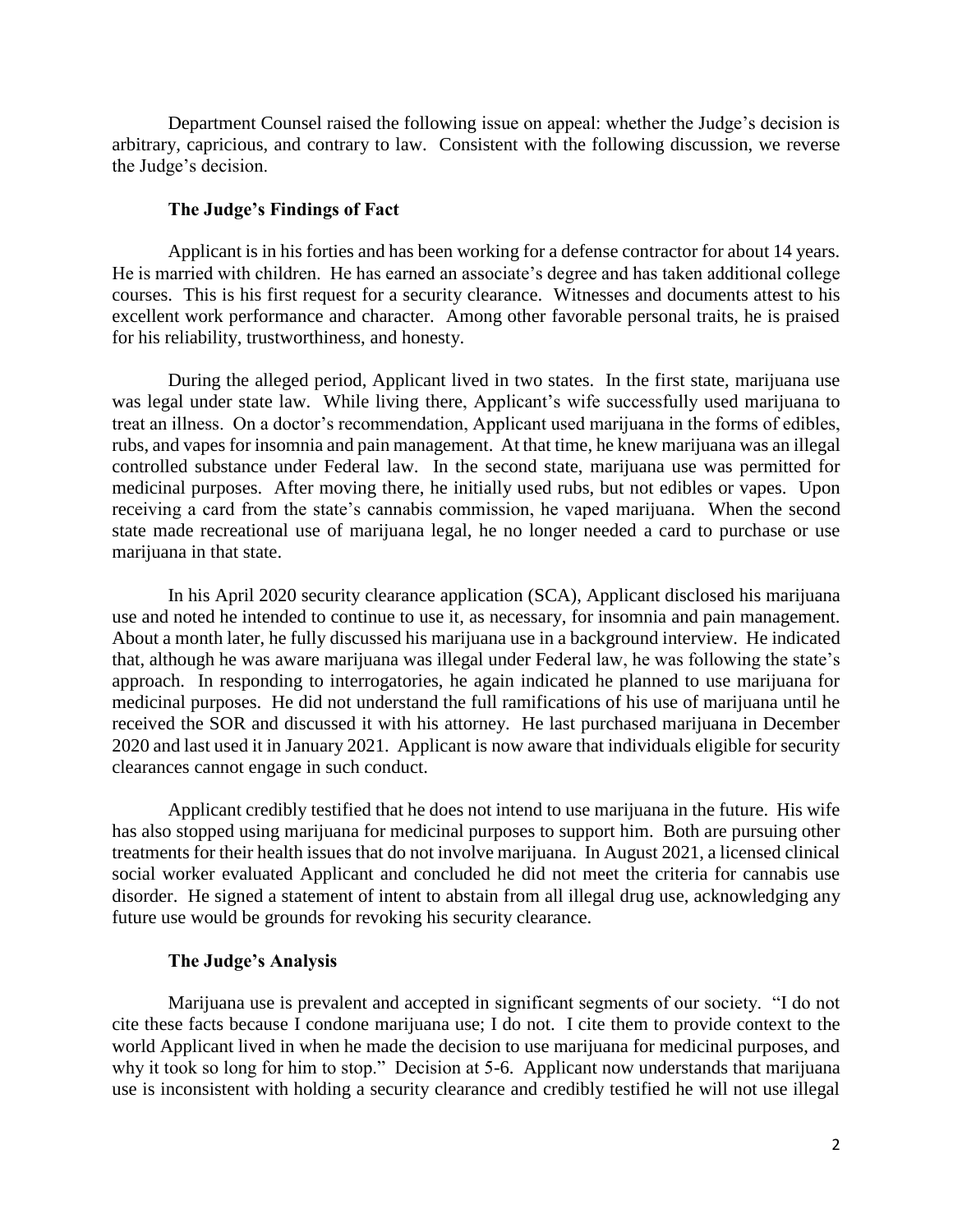Department Counsel raised the following issue on appeal: whether the Judge's decision is arbitrary, capricious, and contrary to law. Consistent with the following discussion, we reverse the Judge's decision.

### The Judge's Findings of Fact

Applicant is in his forties and has been working for a defense contractor for about 14 years. He is married with children. He has earned an associate's degree and has taken additional college courses. This is his first request for a security clearance. Witnesses and documents attest to his excellent work performance and character. Among other favorable personal traits, he is praised for his reliability, trustworthiness, and honesty.

During the alleged period, Applicant lived in two states. In the first state, marijuana use was legal under state law. While living there, Applicant's wife successfully used marijuana to treat an illness. On a doctor's recommendation, Applicant used marijuana in the forms of edibles, rubs, and vapes for insomnia and pain management. At that time, he knew marijuana was an illegal controlled substance under Federal law. In the second state, marijuana use was permitted for medicinal purposes. After moving there, he initially used rubs, but not edibles or vapes. Upon receiving a card from the state's cannabis commission, he vaped marijuana. When the second state made recreational use of marijuana legal, he no longer needed a card to purchase or use marijuana in that state.

In his April 2020 security clearance application (SCA), Applicant disclosed his marijuana use and noted he intended to continue to use it, as necessary, for insomnia and pain management. About a month later, he fully discussed his marijuana use in a background interview. He indicated that, although he was aware marijuana was illegal under Federal law, he was following the state's approach. In responding to interrogatories, he again indicated he planned to use marijuana for medicinal purposes. He did not understand the full ramifications of his use of marijuana until he received the SOR and discussed it with his attorney. He last purchased marijuana in December 2020 and last used it in January 2021. Applicant is now aware that individuals eligible for security clearances cannot engage in such conduct.

Applicant credibly testified that he does not intend to use marijuana in the future. His wife has also stopped using marijuana for medicinal purposes to support him. Both are pursuing other treatments for their health issues that do not involve marijuana. In August 2021, a licensed clinical social worker evaluated Applicant and concluded he did not meet the criteria for cannabis use disorder. He signed a statement of intent to abstain from all illegal drug use, acknowledging any future use would be grounds for revoking his security clearance.

### The Judge's Analysis

Marijuana use is prevalent and accepted in significant segments of our society. "I do not cite these facts because I condone marijuana use; I do not. I cite them to provide context to the world Applicant lived in when he made the decision to use marijuana for medicinal purposes, and why it took so long for him to stop." Decision at 5-6. Applicant now understands that marijuana use is inconsistent with holding a security clearance and credibly testified he will not use illegal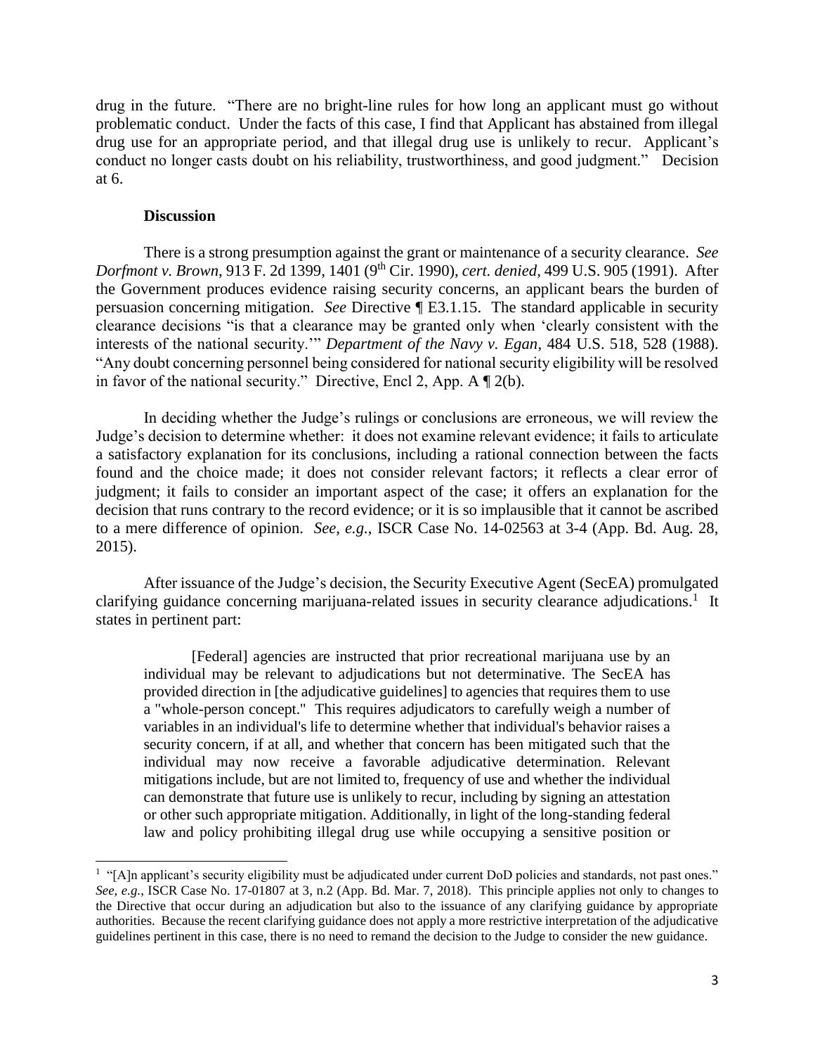drug in the future. "There are no bright-line rules for how long an applicant must go without problematic conduct. Under the facts of this case, I find that Applicant has abstained from illegal drug use for an appropriate period, and that illegal drug use is unlikely to recur. Applicant's conduct no longer casts doubt on his reliability, trustworthiness, and good judgment." Decision at 6.

**Discussion**

There is a strong presumption against the grant or maintenance of a security clearance. *See Dorfmont v. Brown*, 913 F. 2d 1399, 1401 (9th Cir. 1990), *cert. denied*, 499 U.S. 905 (1991). After the Government produces evidence raising security concerns, an applicant bears the burden of persuasion concerning mitigation. *See* Directive ¶ E3.1.15. The standard applicable in security clearance decisions "is that a clearance may be granted only when 'clearly consistent with the interests of the national security.'" *Department of the Navy v. Egan*, 484 U.S. 518, 528 (1988). "Any doubt concerning personnel being considered for national security eligibility will be resolved in favor of the national security." Directive, Encl 2, App. A ¶ 2(b).

In deciding whether the Judge's rulings or conclusions are erroneous, we will review the Judge's decision to determine whether: it does not examine relevant evidence; it fails to articulate a satisfactory explanation for its conclusions, including a rational connection between the facts found and the choice made; it does not consider relevant factors; it reflects a clear error of judgment; it fails to consider an important aspect of the case; it offers an explanation for the decision that runs contrary to the record evidence; or it is so implausible that it cannot be ascribed to a mere difference of opinion. *See, e.g.*, ISCR Case No. 14-02563 at 3-4 (App. Bd. Aug. 28, 2015).

After issuance of the Judge's decision, the Security Executive Agent (SecEA) promulgated clarifying guidance concerning marijuana-related issues in security clearance adjudications.[1] It states in pertinent part:

> [Federal] agencies are instructed that prior recreational marijuana use by an individual may be relevant to adjudications but not determinative. The SecEA has provided direction in [the adjudicative guidelines] to agencies that requires them to use a "whole-person concept." This requires adjudicators to carefully weigh a number of variables in an individual's life to determine whether that individual's behavior raises a security concern, if at all, and whether that concern has been mitigated such that the individual may now receive a favorable adjudicative determination. Relevant mitigations include, but are not limited to, frequency of use and whether the individual can demonstrate that future use is unlikely to recur, including by signing an attestation or other such appropriate mitigation. Additionally, in light of the long-standing federal law and policy prohibiting illegal drug use while occupying a sensitive position or

[1] "[A]n applicant's security eligibility must be adjudicated under current DoD policies and standards, not past ones." *See, e.g.*, ISCR Case No. 17-01807 at 3, n.2 (App. Bd. Mar. 7, 2018). This principle applies not only to changes to the Directive that occur during an adjudication but also to the issuance of any clarifying guidance by appropriate authorities. Because the recent clarifying guidance does not apply a more restrictive interpretation of the adjudicative guidelines pertinent in this case, there is no need to remand the decision to the Judge to consider the new guidance.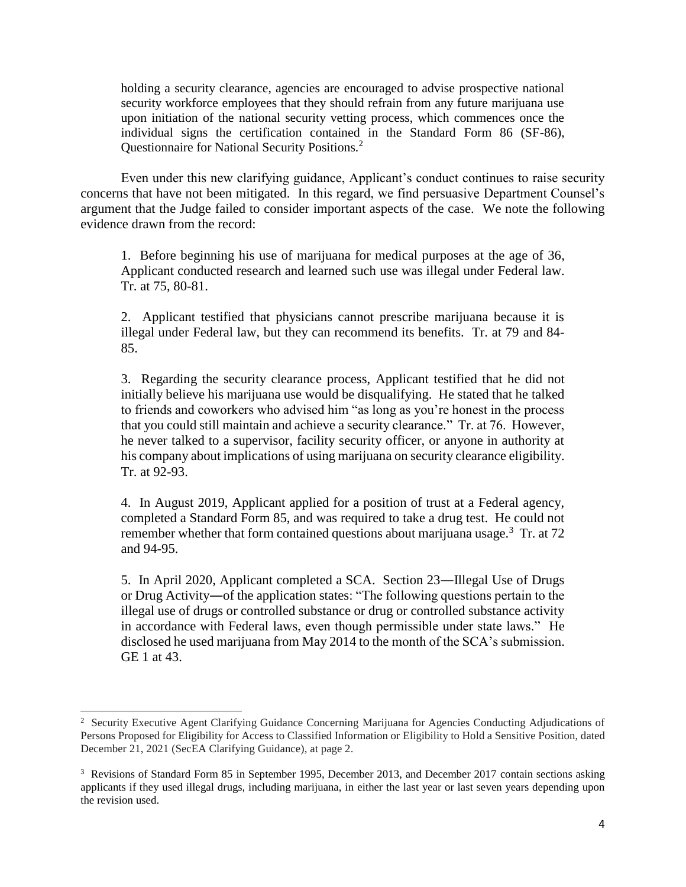holding a security clearance, agencies are encouraged to advise prospective national security workforce employees that they should refrain from any future marijuana use upon initiation of the national security vetting process, which commences once the individual signs the certification contained in the Standard Form 86 (SF-86), Questionnaire for National Security Positions.[2]

Even under this new clarifying guidance, Applicant's conduct continues to raise security concerns that have not been mitigated. In this regard, we find persuasive Department Counsel's argument that the Judge failed to consider important aspects of the case. We note the following evidence drawn from the record:

1. Before beginning his use of marijuana for medical purposes at the age of 36, Applicant conducted research and learned such use was illegal under Federal law. Tr. at 75, 80-81.

2. Applicant testified that physicians cannot prescribe marijuana because it is illegal under Federal law, but they can recommend its benefits. Tr. at 79 and 84-85.

3. Regarding the security clearance process, Applicant testified that he did not initially believe his marijuana use would be disqualifying. He stated that he talked to friends and coworkers who advised him "as long as you're honest in the process that you could still maintain and achieve a security clearance." Tr. at 76. However, he never talked to a supervisor, facility security officer, or anyone in authority at his company about implications of using marijuana on security clearance eligibility. Tr. at 92-93.

4. In August 2019, Applicant applied for a position of trust at a Federal agency, completed a Standard Form 85, and was required to take a drug test. He could not remember whether that form contained questions about marijuana usage.[3] Tr. at 72 and 94-95.

5. In April 2020, Applicant completed a SCA. Section 23―Illegal Use of Drugs or Drug Activity―of the application states: "The following questions pertain to the illegal use of drugs or controlled substance or drug or controlled substance activity in accordance with Federal laws, even though permissible under state laws." He disclosed he used marijuana from May 2014 to the month of the SCA's submission. GE 1 at 43.

---

[2] Security Executive Agent Clarifying Guidance Concerning Marijuana for Agencies Conducting Adjudications of Persons Proposed for Eligibility for Access to Classified Information or Eligibility to Hold a Sensitive Position, dated December 21, 2021 (SecEA Clarifying Guidance), at page 2.

[3] Revisions of Standard Form 85 in September 1995, December 2013, and December 2017 contain sections asking applicants if they used illegal drugs, including marijuana, in either the last year or last seven years depending upon the revision used.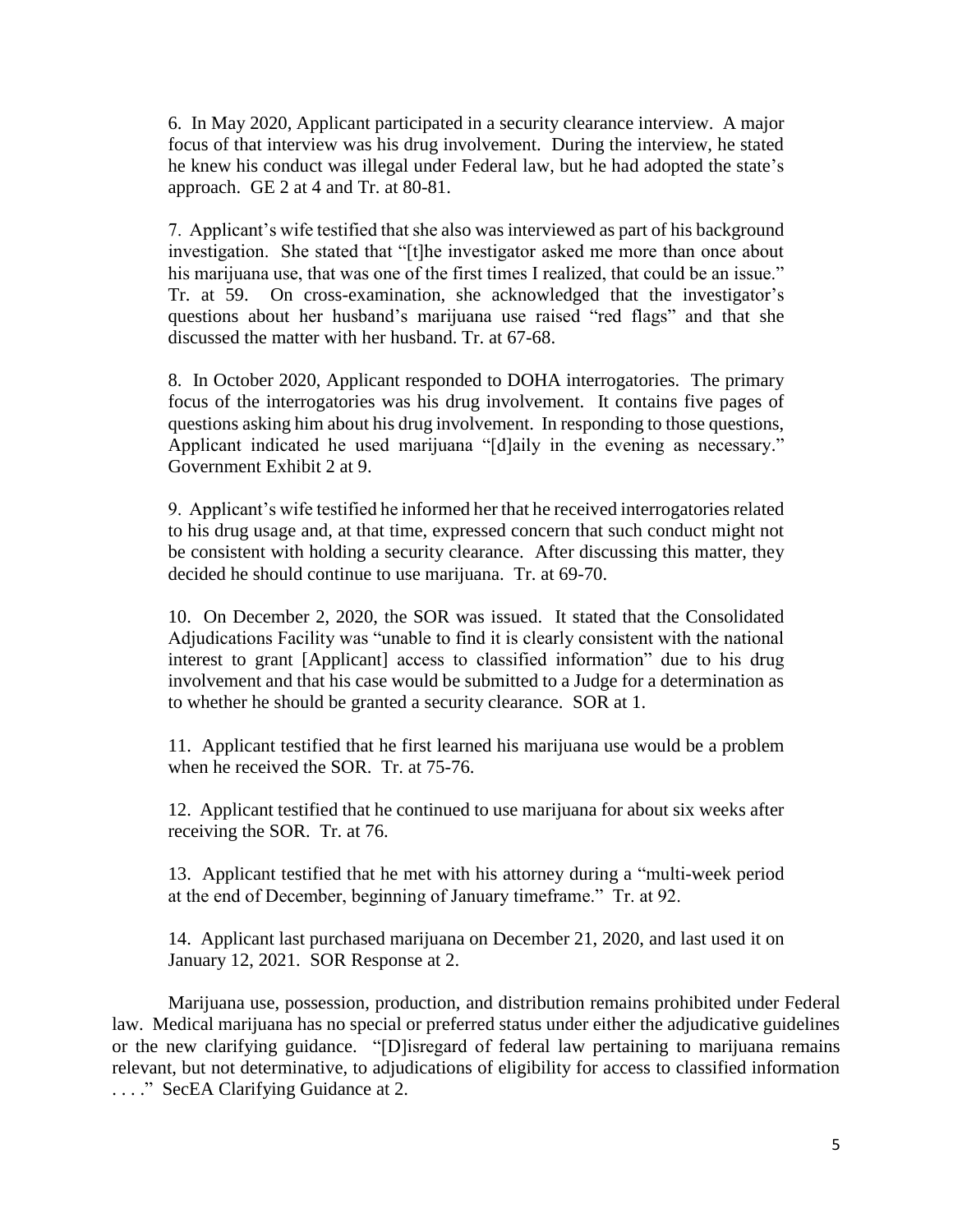6. In May 2020, Applicant participated in a security clearance interview. A major focus of that interview was his drug involvement. During the interview, he stated he knew his conduct was illegal under Federal law, but he had adopted the state's approach. GE 2 at 4 and Tr. at 80-81.

7. Applicant's wife testified that she also was interviewed as part of his background investigation. She stated that "[t]he investigator asked me more than once about his marijuana use, that was one of the first times I realized, that could be an issue." Tr. at 59. On cross-examination, she acknowledged that the investigator's questions about her husband's marijuana use raised "red flags" and that she discussed the matter with her husband. Tr. at 67-68.

8. In October 2020, Applicant responded to DOHA interrogatories. The primary focus of the interrogatories was his drug involvement. It contains five pages of questions asking him about his drug involvement. In responding to those questions, Applicant indicated he used marijuana "[d]aily in the evening as necessary." Government Exhibit 2 at 9.

9. Applicant's wife testified he informed her that he received interrogatories related to his drug usage and, at that time, expressed concern that such conduct might not be consistent with holding a security clearance. After discussing this matter, they decided he should continue to use marijuana. Tr. at 69-70.

10. On December 2, 2020, the SOR was issued. It stated that the Consolidated Adjudications Facility was "unable to find it is clearly consistent with the national interest to grant [Applicant] access to classified information" due to his drug involvement and that his case would be submitted to a Judge for a determination as to whether he should be granted a security clearance. SOR at 1.

11. Applicant testified that he first learned his marijuana use would be a problem when he received the SOR. Tr. at 75-76.

12. Applicant testified that he continued to use marijuana for about six weeks after receiving the SOR. Tr. at 76.

13. Applicant testified that he met with his attorney during a "multi-week period at the end of December, beginning of January timeframe." Tr. at 92.

14. Applicant last purchased marijuana on December 21, 2020, and last used it on January 12, 2021. SOR Response at 2.

Marijuana use, possession, production, and distribution remains prohibited under Federal law. Medical marijuana has no special or preferred status under either the adjudicative guidelines or the new clarifying guidance. "[D]isregard of federal law pertaining to marijuana remains relevant, but not determinative, to adjudications of eligibility for access to classified information . . . ." SecEA Clarifying Guidance at 2.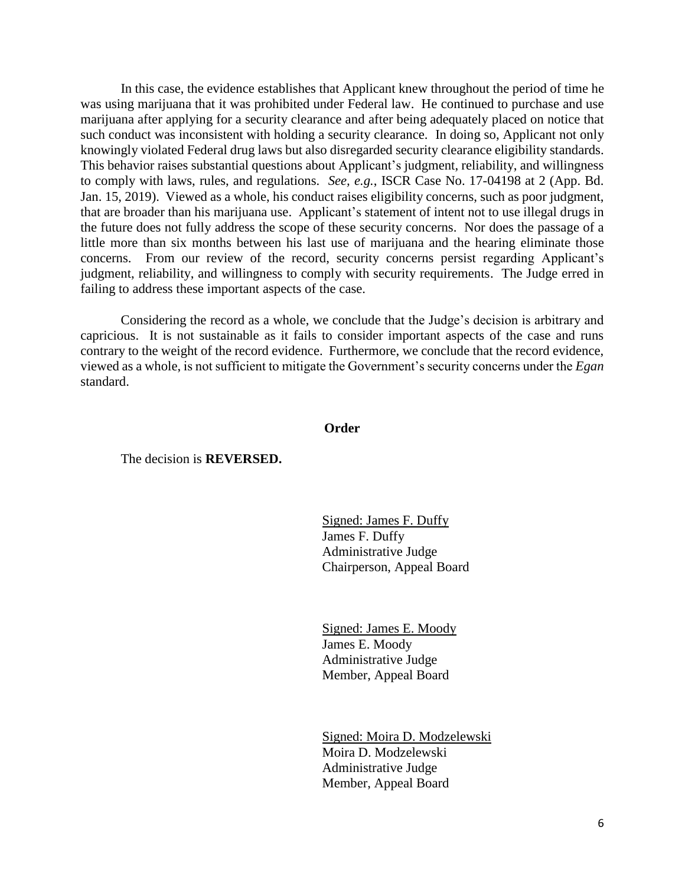In this case, the evidence establishes that Applicant knew throughout the period of time he was using marijuana that it was prohibited under Federal law. He continued to purchase and use marijuana after applying for a security clearance and after being adequately placed on notice that such conduct was inconsistent with holding a security clearance. In doing so, Applicant not only knowingly violated Federal drug laws but also disregarded security clearance eligibility standards. This behavior raises substantial questions about Applicant's judgment, reliability, and willingness to comply with laws, rules, and regulations. *See, e.g.*, ISCR Case No. 17-04198 at 2 (App. Bd. Jan. 15, 2019). Viewed as a whole, his conduct raises eligibility concerns, such as poor judgment, that are broader than his marijuana use. Applicant's statement of intent not to use illegal drugs in the future does not fully address the scope of these security concerns. Nor does the passage of a little more than six months between his last use of marijuana and the hearing eliminate those concerns. From our review of the record, security concerns persist regarding Applicant's judgment, reliability, and willingness to comply with security requirements. The Judge erred in failing to address these important aspects of the case.

Considering the record as a whole, we conclude that the Judge's decision is arbitrary and capricious. It is not sustainable as it fails to consider important aspects of the case and runs contrary to the weight of the record evidence. Furthermore, we conclude that the record evidence, viewed as a whole, is not sufficient to mitigate the Government's security concerns under the *Egan* standard.

## Order

The decision is **REVERSED.**

Signed: James F. Duffy
James F. Duffy
Administrative Judge
Chairperson, Appeal Board

Signed: James E. Moody
James E. Moody
Administrative Judge
Member, Appeal Board

Signed: Moira D. Modzelewski
Moira D. Modzelewski
Administrative Judge
Member, Appeal Board